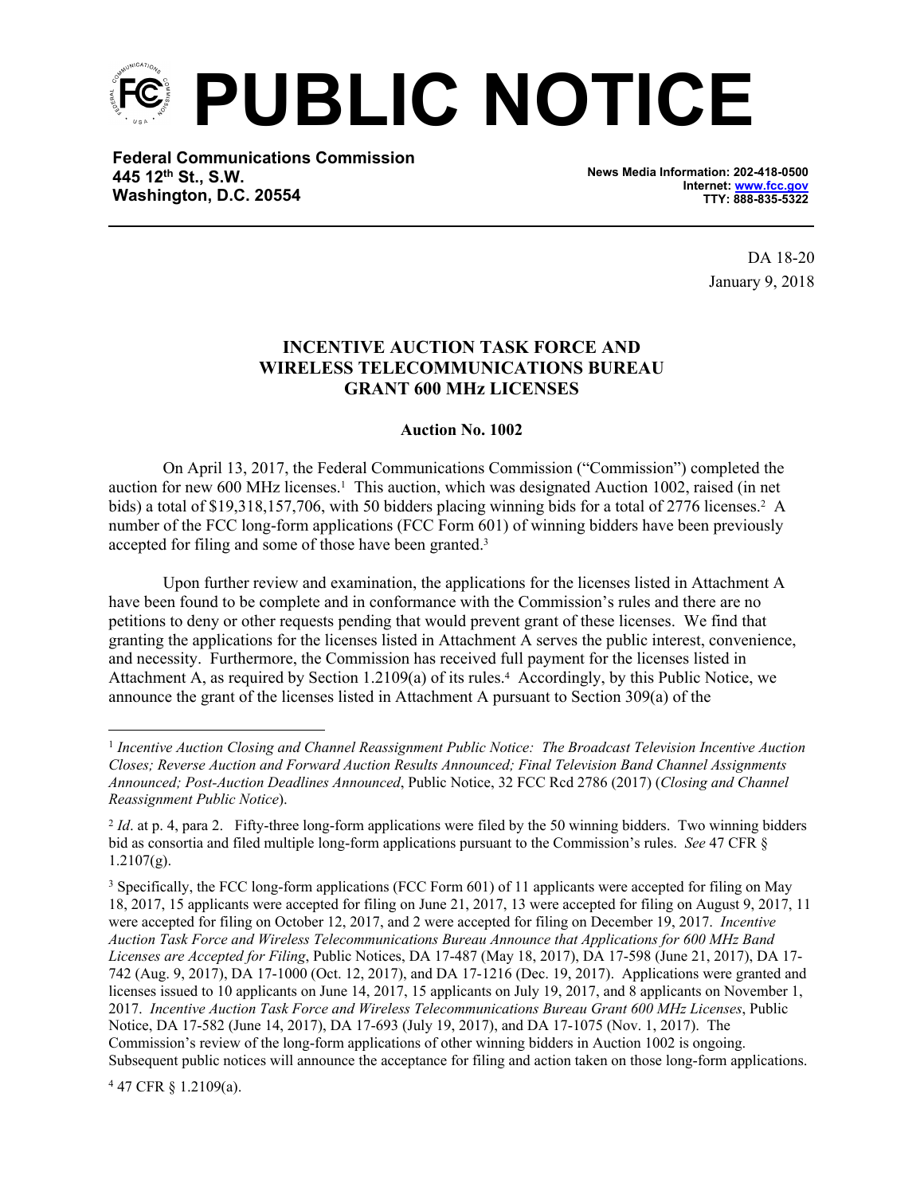# PUBLIC NOTICE

**Federal Communications Commission**
**445 12th St., S.W.**
**Washington, D.C. 20554**

**News Media Information: 202-418-0500**
**Internet: www.fcc.gov**
**TTY: 888-835-5322**

DA 18-20
January 9, 2018

## INCENTIVE AUCTION TASK FORCE AND WIRELESS TELECOMMUNICATIONS BUREAU GRANT 600 MHz LICENSES

**Auction No. 1002**

On April 13, 2017, the Federal Communications Commission ("Commission") completed the auction for new 600 MHz licenses.[1] This auction, which was designated Auction 1002, raised (in net bids) a total of $19,318,157,706, with 50 bidders placing winning bids for a total of 2776 licenses.[2] A number of the FCC long-form applications (FCC Form 601) of winning bidders have been previously accepted for filing and some of those have been granted.[3]

Upon further review and examination, the applications for the licenses listed in Attachment A have been found to be complete and in conformance with the Commission's rules and there are no petitions to deny or other requests pending that would prevent grant of these licenses. We find that granting the applications for the licenses listed in Attachment A serves the public interest, convenience, and necessity. Furthermore, the Commission has received full payment for the licenses listed in Attachment A, as required by Section 1.2109(a) of its rules.[4] Accordingly, by this Public Notice, we announce the grant of the licenses listed in Attachment A pursuant to Section 309(a) of the

---

[1] *Incentive Auction Closing and Channel Reassignment Public Notice: The Broadcast Television Incentive Auction Closes; Reverse Auction and Forward Auction Results Announced; Final Television Band Channel Assignments Announced; Post-Auction Deadlines Announced*, Public Notice, 32 FCC Rcd 2786 (2017) (*Closing and Channel Reassignment Public Notice*).

[2] *Id*. at p. 4, para 2. Fifty-three long-form applications were filed by the 50 winning bidders. Two winning bidders bid as consortia and filed multiple long-form applications pursuant to the Commission's rules. *See* 47 CFR § 1.2107(g).

[3] Specifically, the FCC long-form applications (FCC Form 601) of 11 applicants were accepted for filing on May 18, 2017, 15 applicants were accepted for filing on June 21, 2017, 13 were accepted for filing on August 9, 2017, 11 were accepted for filing on October 12, 2017, and 2 were accepted for filing on December 19, 2017. *Incentive Auction Task Force and Wireless Telecommunications Bureau Announce that Applications for 600 MHz Band Licenses are Accepted for Filing*, Public Notices, DA 17-487 (May 18, 2017), DA 17-598 (June 21, 2017), DA 17-742 (Aug. 9, 2017), DA 17-1000 (Oct. 12, 2017), and DA 17-1216 (Dec. 19, 2017). Applications were granted and licenses issued to 10 applicants on June 14, 2017, 15 applicants on July 19, 2017, and 8 applicants on November 1, 2017. *Incentive Auction Task Force and Wireless Telecommunications Bureau Grant 600 MHz Licenses*, Public Notice, DA 17-582 (June 14, 2017), DA 17-693 (July 19, 2017), and DA 17-1075 (Nov. 1, 2017). The Commission's review of the long-form applications of other winning bidders in Auction 1002 is ongoing. Subsequent public notices will announce the acceptance for filing and action taken on those long-form applications.

[4] 47 CFR § 1.2109(a).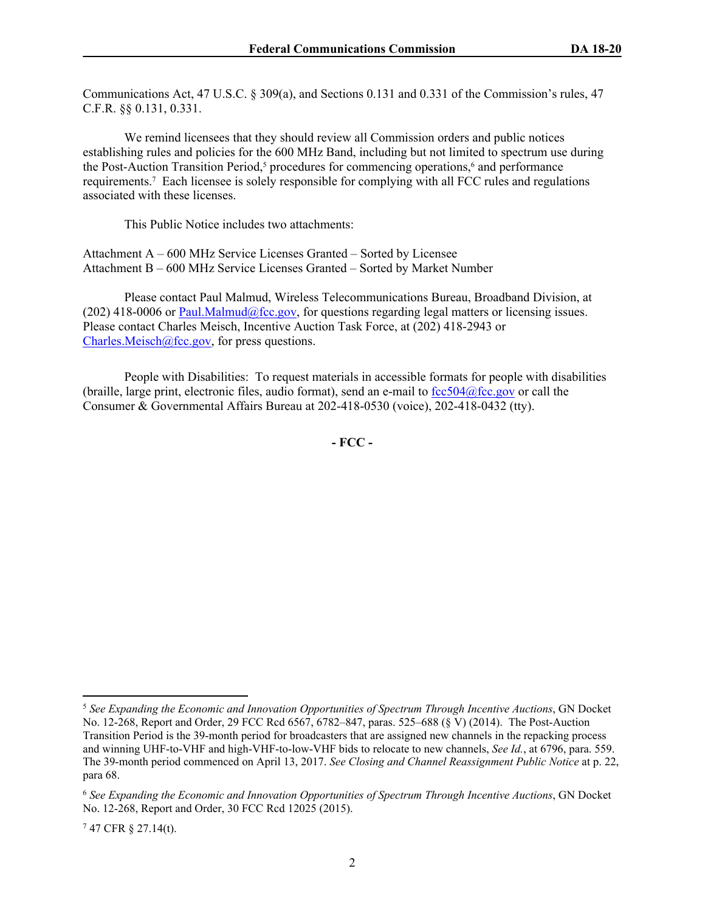Communications Act, 47 U.S.C. § 309(a), and Sections 0.131 and 0.331 of the Commission's rules, 47 C.F.R. §§ 0.131, 0.331.

We remind licensees that they should review all Commission orders and public notices establishing rules and policies for the 600 MHz Band, including but not limited to spectrum use during the Post-Auction Transition Period,[5] procedures for commencing operations,[6] and performance requirements.[7] Each licensee is solely responsible for complying with all FCC rules and regulations associated with these licenses.

This Public Notice includes two attachments:

Attachment A – 600 MHz Service Licenses Granted – Sorted by Licensee
Attachment B – 600 MHz Service Licenses Granted – Sorted by Market Number

Please contact Paul Malmud, Wireless Telecommunications Bureau, Broadband Division, at (202) 418-0006 or Paul.Malmud@fcc.gov, for questions regarding legal matters or licensing issues. Please contact Charles Meisch, Incentive Auction Task Force, at (202) 418-2943 or Charles.Meisch@fcc.gov, for press questions.

People with Disabilities: To request materials in accessible formats for people with disabilities (braille, large print, electronic files, audio format), send an e-mail to fcc504@fcc.gov or call the Consumer & Governmental Affairs Bureau at 202-418-0530 (voice), 202-418-0432 (tty).

**- FCC -**

---

[5] *See Expanding the Economic and Innovation Opportunities of Spectrum Through Incentive Auctions*, GN Docket No. 12-268, Report and Order, 29 FCC Rcd 6567, 6782–847, paras. 525–688 (§ V) (2014). The Post-Auction Transition Period is the 39-month period for broadcasters that are assigned new channels in the repacking process and winning UHF-to-VHF and high-VHF-to-low-VHF bids to relocate to new channels, *See Id.*, at 6796, para. 559. The 39-month period commenced on April 13, 2017. *See Closing and Channel Reassignment Public Notice* at p. 22, para 68.

[6] *See Expanding the Economic and Innovation Opportunities of Spectrum Through Incentive Auctions*, GN Docket No. 12-268, Report and Order, 30 FCC Rcd 12025 (2015).

[7] 47 CFR § 27.14(t).